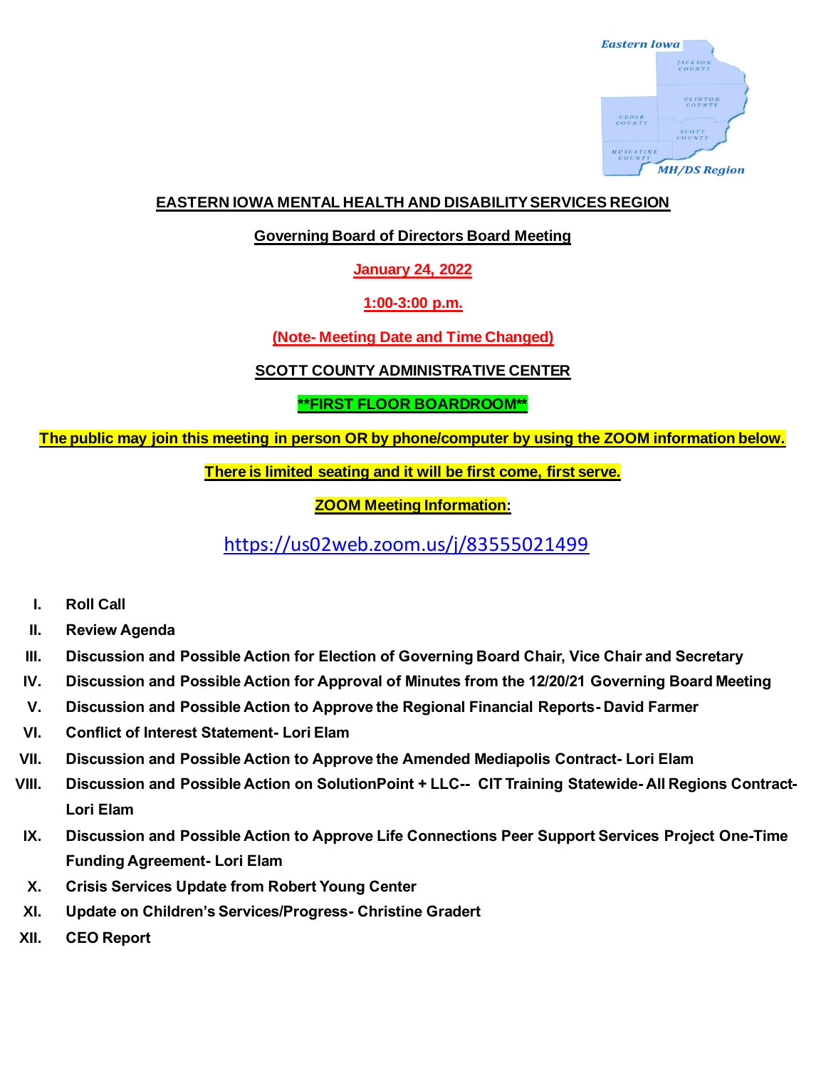# EASTERN IOWA MENTAL HEALTH AND DISABILITY SERVICES REGION

## Governing Board of Directors Board Meeting

**January 24, 2022**

**1:00-3:00 p.m.**

**(Note- Meeting Date and Time Changed)**

**SCOTT COUNTY ADMINISTRATIVE CENTER**

**\*\*FIRST FLOOR BOARDROOM\*\***

**The public may join this meeting in person OR by phone/computer by using the ZOOM information below.**

**There is limited seating and it will be first come, first serve.**

**ZOOM Meeting Information:**

https://us02web.zoom.us/j/83555021499

- **I. Roll Call**
- **II. Review Agenda**
- **III. Discussion and Possible Action for Election of Governing Board Chair, Vice Chair and Secretary**
- **IV. Discussion and Possible Action for Approval of Minutes from the 12/20/21 Governing Board Meeting**
- **V. Discussion and Possible Action to Approve the Regional Financial Reports- David Farmer**
- **VI. Conflict of Interest Statement- Lori Elam**
- **VII. Discussion and Possible Action to Approve the Amended Mediapolis Contract- Lori Elam**
- **VIII. Discussion and Possible Action on SolutionPoint + LLC-- CIT Training Statewide- All Regions Contract- Lori Elam**
- **IX. Discussion and Possible Action to Approve Life Connections Peer Support Services Project One-Time Funding Agreement- Lori Elam**
- **X. Crisis Services Update from Robert Young Center**
- **XI. Update on Children's Services/Progress- Christine Gradert**
- **XII. CEO Report**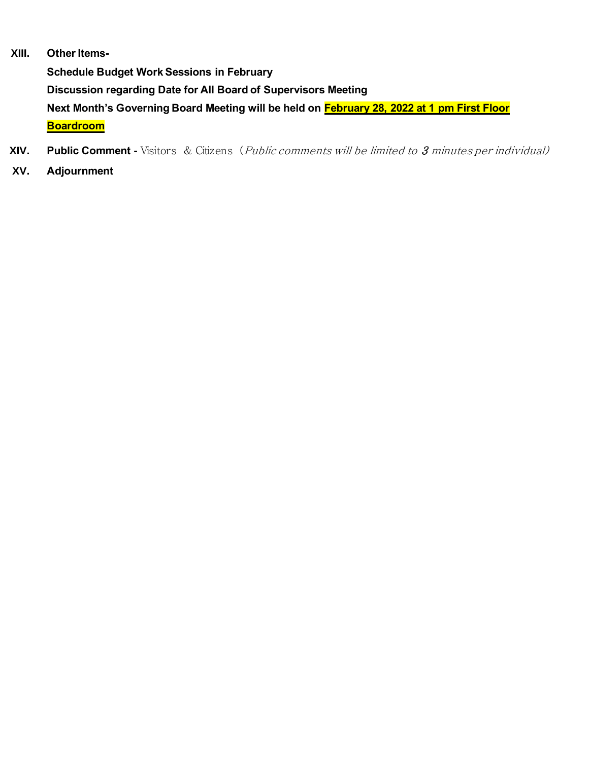**XIII. Other Items-**

**Schedule Budget Work Sessions in February**

**Discussion regarding Date for All Board of Supervisors Meeting**

**Next Month's Governing Board Meeting will be held on February 28, 2022 at 1 pm First Floor Boardroom**

**XIV. Public Comment -** Visitors & Citizens (*Public comments will be limited to **3** minutes per individual)*

**XV. Adjournment**